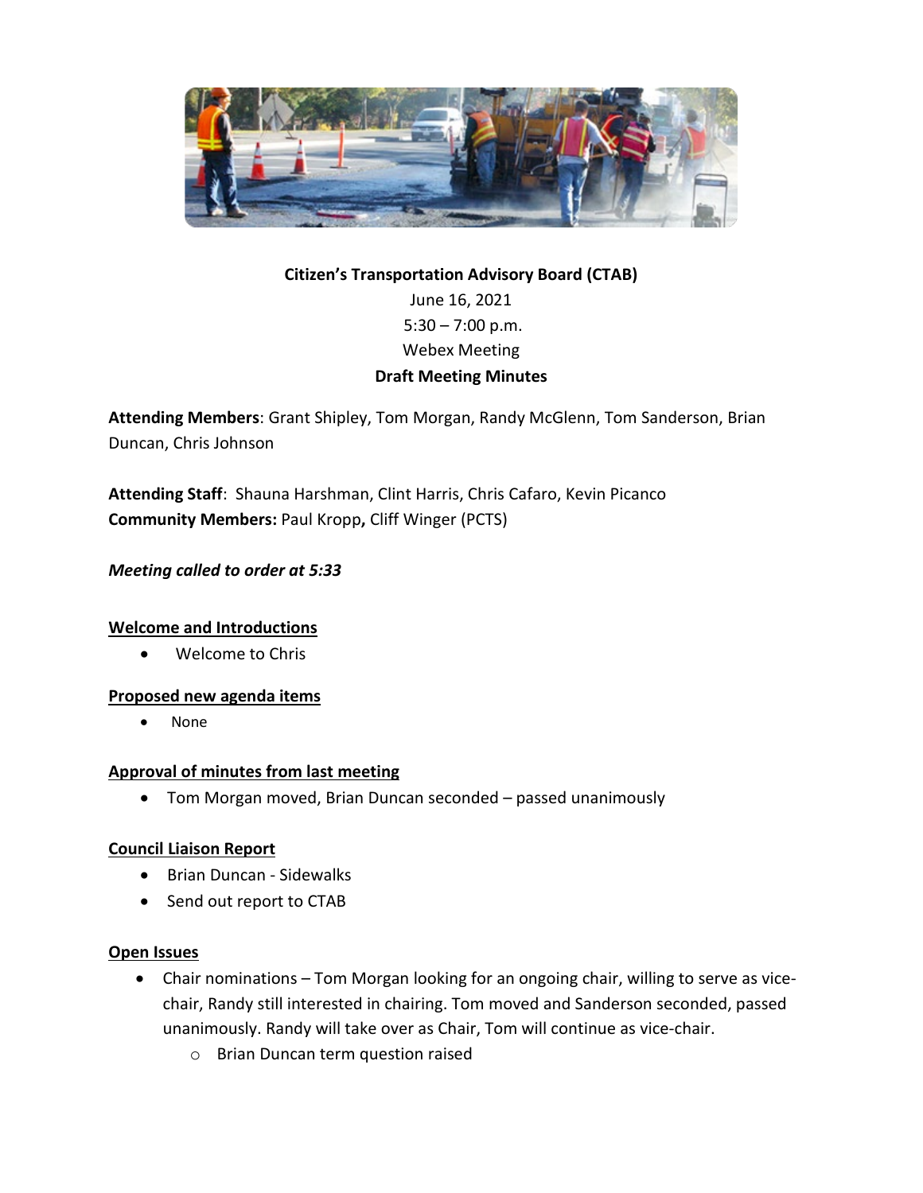**Citizen's Transportation Advisory Board (CTAB)**

June 16, 2021

5:30 – 7:00 p.m.

Webex Meeting

**Draft Meeting Minutes**

**Attending Members**: Grant Shipley, Tom Morgan, Randy McGlenn, Tom Sanderson, Brian Duncan, Chris Johnson

**Attending Staff**: Shauna Harshman, Clint Harris, Chris Cafaro, Kevin Picanco

**Community Members:** Paul Kropp**,** Cliff Winger (PCTS)

***Meeting called to order at 5:33***

**Welcome and Introductions**

- Welcome to Chris

**Proposed new agenda items**

- None

**Approval of minutes from last meeting**

- Tom Morgan moved, Brian Duncan seconded – passed unanimously

**Council Liaison Report**

- Brian Duncan - Sidewalks
- Send out report to CTAB

**Open Issues**

- Chair nominations – Tom Morgan looking for an ongoing chair, willing to serve as vice-chair, Randy still interested in chairing. Tom moved and Sanderson seconded, passed unanimously. Randy will take over as Chair, Tom will continue as vice-chair.
  - Brian Duncan term question raised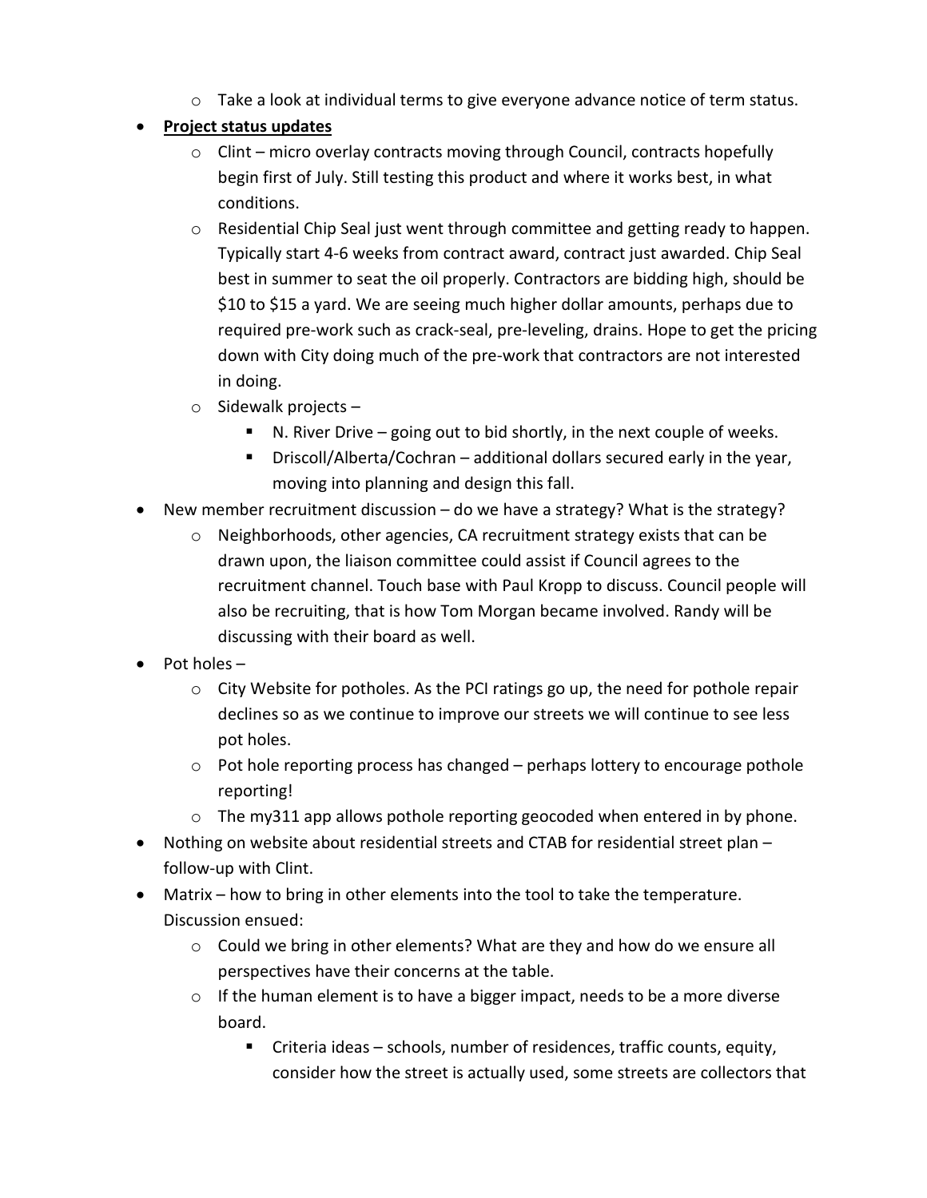- Take a look at individual terms to give everyone advance notice of term status.
- **<u>Project status updates</u>**
    - Clint – micro overlay contracts moving through Council, contracts hopefully begin first of July. Still testing this product and where it works best, in what conditions.
    - Residential Chip Seal just went through committee and getting ready to happen. Typically start 4-6 weeks from contract award, contract just awarded. Chip Seal best in summer to seat the oil properly. Contractors are bidding high, should be $10 to $15 a yard. We are seeing much higher dollar amounts, perhaps due to required pre-work such as crack-seal, pre-leveling, drains. Hope to get the pricing down with City doing much of the pre-work that contractors are not interested in doing.
    - Sidewalk projects –
        - N. River Drive – going out to bid shortly, in the next couple of weeks.
        - Driscoll/Alberta/Cochran – additional dollars secured early in the year, moving into planning and design this fall.
- New member recruitment discussion – do we have a strategy? What is the strategy?
    - Neighborhoods, other agencies, CA recruitment strategy exists that can be drawn upon, the liaison committee could assist if Council agrees to the recruitment channel. Touch base with Paul Kropp to discuss. Council people will also be recruiting, that is how Tom Morgan became involved. Randy will be discussing with their board as well.
- Pot holes –
    - City Website for potholes. As the PCI ratings go up, the need for pothole repair declines so as we continue to improve our streets we will continue to see less pot holes.
    - Pot hole reporting process has changed – perhaps lottery to encourage pothole reporting!
    - The my311 app allows pothole reporting geocoded when entered in by phone.
- Nothing on website about residential streets and CTAB for residential street plan – follow-up with Clint.
- Matrix – how to bring in other elements into the tool to take the temperature. Discussion ensued:
    - Could we bring in other elements? What are they and how do we ensure all perspectives have their concerns at the table.
    - If the human element is to have a bigger impact, needs to be a more diverse board.
        - Criteria ideas – schools, number of residences, traffic counts, equity, consider how the street is actually used, some streets are collectors that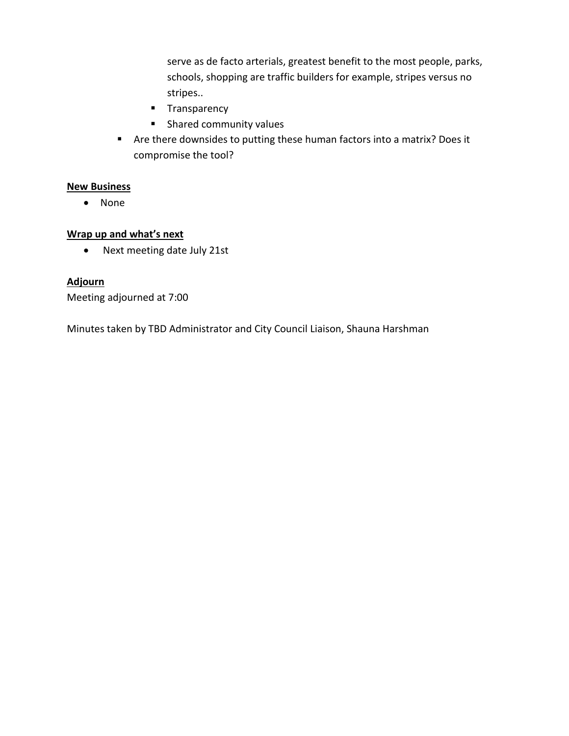serve as de facto arterials, greatest benefit to the most people, parks, schools, shopping are traffic builders for example, stripes versus no stripes..

    - Transparency
    - Shared community values
  - Are there downsides to putting these human factors into a matrix? Does it compromise the tool?

**New Business**

- None

**Wrap up and what's next**

- Next meeting date July 21st

**Adjourn**

Meeting adjourned at 7:00

Minutes taken by TBD Administrator and City Council Liaison, Shauna Harshman